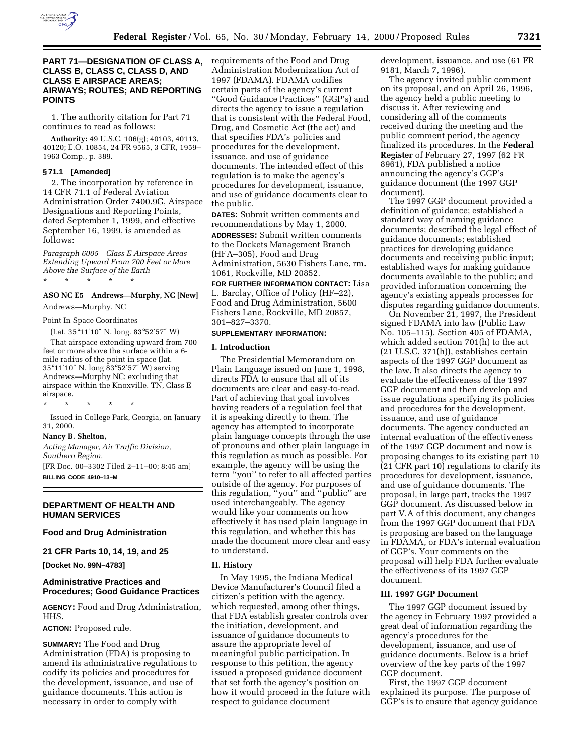## PART 71—DESIGNATION OF CLASS A, CLASS B, CLASS C, CLASS D, AND CLASS E AIRSPACE AREAS; AIRWAYS; ROUTES; AND REPORTING POINTS

1. The authority citation for Part 71 continues to read as follows:

**Authority:** 49 U.S.C. 106(g); 40103, 40113, 40120; E.O. 10854, 24 FR 9565, 3 CFR, 1959–1963 Comp., p. 389.

### § 71.1 [Amended]

2. The incorporation by reference in 14 CFR 71.1 of Federal Aviation Administration Order 7400.9G, Airspace Designations and Reporting Points, dated September 1, 1999, and effective September 16, 1999, is amended as follows:

*Paragraph 6005 Class E Airspace Areas Extending Upward From 700 Feet or More Above the Surface of the Earth*

\* \* \* \* \*

**ASO NC E5 Andrews—Murphy, NC [New]**

Andrews—Murphy, NC

Point In Space Coordinates

(Lat. 35°11′10″ N, long. 83°52′57″ W)

That airspace extending upward from 700 feet or more above the surface within a 6-mile radius of the point in space (lat. 35°11′10″ N, long 83°52′57″ W) serving Andrews—Murphy NC; excluding that airspace within the Knoxville. TN, Class E airspace.

\* \* \* \* \*

Issued in College Park, Georgia, on January 31, 2000.

**Nancy B. Shelton,**

*Acting Manager, Air Traffic Division, Southern Region.*

[FR Doc. 00–3302 Filed 2–11–00; 8:45 am]

**BILLING CODE 4910–13–M**

---

## DEPARTMENT OF HEALTH AND HUMAN SERVICES

### Food and Drug Administration

### 21 CFR Parts 10, 14, 19, and 25

**[Docket No. 99N–4783]**

### Administrative Practices and Procedures; Good Guidance Practices

**AGENCY:** Food and Drug Administration, HHS.

**ACTION:** Proposed rule.

**SUMMARY:** The Food and Drug Administration (FDA) is proposing to amend its administrative regulations to codify its policies and procedures for the development, issuance, and use of guidance documents. This action is necessary in order to comply with requirements of the Food and Drug Administration Modernization Act of 1997 (FDAMA). FDAMA codifies certain parts of the agency's current ''Good Guidance Practices'' (GGP's) and directs the agency to issue a regulation that is consistent with the Federal Food, Drug, and Cosmetic Act (the act) and that specifies FDA's policies and procedures for the development, issuance, and use of guidance documents. The intended effect of this regulation is to make the agency's procedures for development, issuance, and use of guidance documents clear to the public.

**DATES:** Submit written comments and recommendations by May 1, 2000.

**ADDRESSES:** Submit written comments to the Dockets Management Branch (HFA–305), Food and Drug Administration, 5630 Fishers Lane, rm. 1061, Rockville, MD 20852.

**FOR FURTHER INFORMATION CONTACT:** Lisa L. Barclay, Office of Policy (HF–22), Food and Drug Administration, 5600 Fishers Lane, Rockville, MD 20857, 301–827–3370.

**SUPPLEMENTARY INFORMATION:**

### I. Introduction

The Presidential Memorandum on Plain Language issued on June 1, 1998, directs FDA to ensure that all of its documents are clear and easy-to-read. Part of achieving that goal involves having readers of a regulation feel that it is speaking directly to them. The agency has attempted to incorporate plain language concepts through the use of pronouns and other plain language in this regulation as much as possible. For example, the agency will be using the term ''you'' to refer to all affected parties outside of the agency. For purposes of this regulation, ''you'' and ''public'' are used interchangeably. The agency would like your comments on how effectively it has used plain language in this regulation, and whether this has made the document more clear and easy to understand.

### II. History

In May 1995, the Indiana Medical Device Manufacturer's Council filed a citizen's petition with the agency, which requested, among other things, that FDA establish greater controls over the initiation, development, and issuance of guidance documents to assure the appropriate level of meaningful public participation. In response to this petition, the agency issued a proposed guidance document that set forth the agency's position on how it would proceed in the future with respect to guidance document development, issuance, and use (61 FR 9181, March 7, 1996).

The agency invited public comment on its proposal, and on April 26, 1996, the agency held a public meeting to discuss it. After reviewing and considering all of the comments received during the meeting and the public comment period, the agency finalized its procedures. In the **Federal Register** of February 27, 1997 (62 FR 8961), FDA published a notice announcing the agency's GGP's guidance document (the 1997 GGP document).

The 1997 GGP document provided a definition of guidance; established a standard way of naming guidance documents; described the legal effect of guidance documents; established practices for developing guidance documents and receiving public input; established ways for making guidance documents available to the public; and provided information concerning the agency's existing appeals processes for disputes regarding guidance documents.

On November 21, 1997, the President signed FDAMA into law (Public Law No. 105–115). Section 405 of FDAMA, which added section 701(h) to the act (21 U.S.C. 371(h)), establishes certain aspects of the 1997 GGP document as the law. It also directs the agency to evaluate the effectiveness of the 1997 GGP document and then develop and issue regulations specifying its policies and procedures for the development, issuance, and use of guidance documents. The agency conducted an internal evaluation of the effectiveness of the 1997 GGP document and now is proposing changes to its existing part 10 (21 CFR part 10) regulations to clarify its procedures for development, issuance, and use of guidance documents. The proposal, in large part, tracks the 1997 GGP document. As discussed below in part V.A of this document, any changes from the 1997 GGP document that FDA is proposing are based on the language in FDAMA, or FDA's internal evaluation of GGP's. Your comments on the proposal will help FDA further evaluate the effectiveness of its 1997 GGP document.

### III. 1997 GGP Document

The 1997 GGP document issued by the agency in February 1997 provided a great deal of information regarding the agency's procedures for the development, issuance, and use of guidance documents. Below is a brief overview of the key parts of the 1997 GGP document.

First, the 1997 GGP document explained its purpose. The purpose of GGP's is to ensure that agency guidance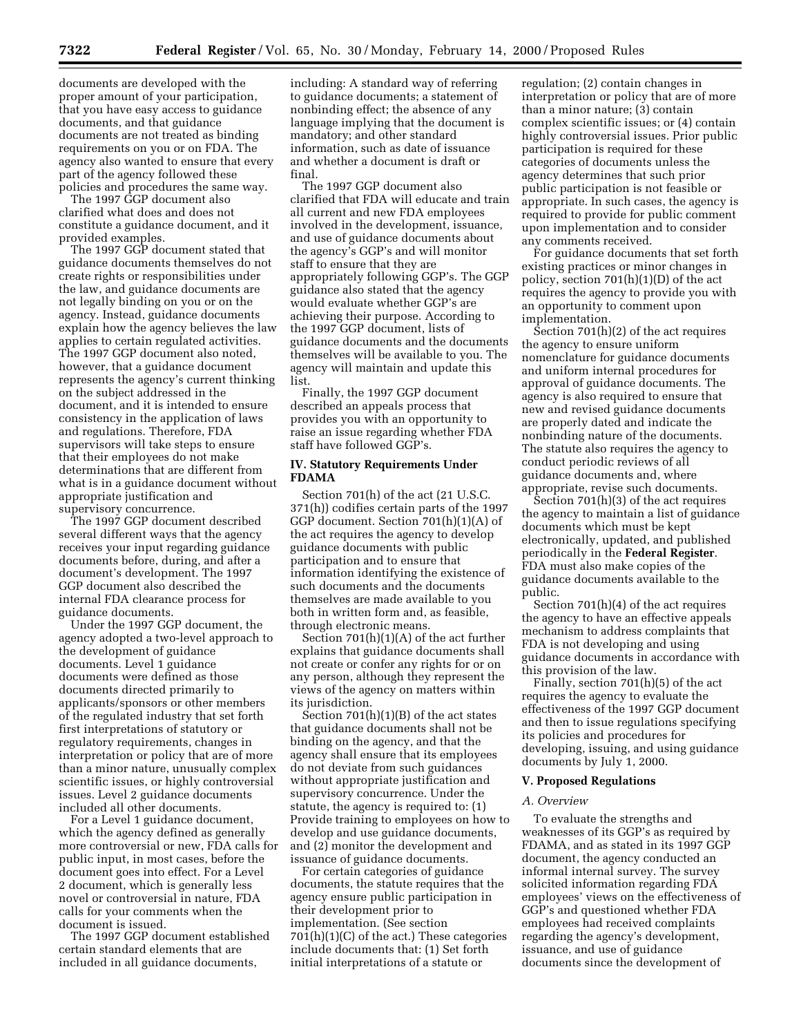documents are developed with the proper amount of your participation, that you have easy access to guidance documents, and that guidance documents are not treated as binding requirements on you or on FDA. The agency also wanted to ensure that every part of the agency followed these policies and procedures the same way.

The 1997 GGP document also clarified what does and does not constitute a guidance document, and it provided examples.

The 1997 GGP document stated that guidance documents themselves do not create rights or responsibilities under the law, and guidance documents are not legally binding on you or on the agency. Instead, guidance documents explain how the agency believes the law applies to certain regulated activities. The 1997 GGP document also noted, however, that a guidance document represents the agency's current thinking on the subject addressed in the document, and it is intended to ensure consistency in the application of laws and regulations. Therefore, FDA supervisors will take steps to ensure that their employees do not make determinations that are different from what is in a guidance document without appropriate justification and supervisory concurrence.

The 1997 GGP document described several different ways that the agency receives your input regarding guidance documents before, during, and after a document's development. The 1997 GGP document also described the internal FDA clearance process for guidance documents.

Under the 1997 GGP document, the agency adopted a two-level approach to the development of guidance documents. Level 1 guidance documents were defined as those documents directed primarily to applicants/sponsors or other members of the regulated industry that set forth first interpretations of statutory or regulatory requirements, changes in interpretation or policy that are of more than a minor nature, unusually complex scientific issues, or highly controversial issues. Level 2 guidance documents included all other documents.

For a Level 1 guidance document, which the agency defined as generally more controversial or new, FDA calls for public input, in most cases, before the document goes into effect. For a Level 2 document, which is generally less novel or controversial in nature, FDA calls for your comments when the document is issued.

The 1997 GGP document established certain standard elements that are included in all guidance documents, including: A standard way of referring to guidance documents; a statement of nonbinding effect; the absence of any language implying that the document is mandatory; and other standard information, such as date of issuance and whether a document is draft or final.

The 1997 GGP document also clarified that FDA will educate and train all current and new FDA employees involved in the development, issuance, and use of guidance documents about the agency's GGP's and will monitor staff to ensure that they are appropriately following GGP's. The GGP guidance also stated that the agency would evaluate whether GGP's are achieving their purpose. According to the 1997 GGP document, lists of guidance documents and the documents themselves will be available to you. The agency will maintain and update this list.

Finally, the 1997 GGP document described an appeals process that provides you with an opportunity to raise an issue regarding whether FDA staff have followed GGP's.

## IV. Statutory Requirements Under FDAMA

Section 701(h) of the act (21 U.S.C. 371(h)) codifies certain parts of the 1997 GGP document. Section 701(h)(1)(A) of the act requires the agency to develop guidance documents with public participation and to ensure that information identifying the existence of such documents and the documents themselves are made available to you both in written form and, as feasible, through electronic means.

Section 701(h)(1)(A) of the act further explains that guidance documents shall not create or confer any rights for or on any person, although they represent the views of the agency on matters within its jurisdiction.

Section 701(h)(1)(B) of the act states that guidance documents shall not be binding on the agency, and that the agency shall ensure that its employees do not deviate from such guidances without appropriate justification and supervisory concurrence. Under the statute, the agency is required to: (1) Provide training to employees on how to develop and use guidance documents, and (2) monitor the development and issuance of guidance documents.

For certain categories of guidance documents, the statute requires that the agency ensure public participation in their development prior to implementation. (See section 701(h)(1)(C) of the act.) These categories include documents that: (1) Set forth initial interpretations of a statute or regulation; (2) contain changes in interpretation or policy that are of more than a minor nature; (3) contain complex scientific issues; or (4) contain highly controversial issues. Prior public participation is required for these categories of documents unless the agency determines that such prior public participation is not feasible or appropriate. In such cases, the agency is required to provide for public comment upon implementation and to consider any comments received.

For guidance documents that set forth existing practices or minor changes in policy, section 701(h)(1)(D) of the act requires the agency to provide you with an opportunity to comment upon implementation.

Section 701(h)(2) of the act requires the agency to ensure uniform nomenclature for guidance documents and uniform internal procedures for approval of guidance documents. The agency is also required to ensure that new and revised guidance documents are properly dated and indicate the nonbinding nature of the documents. The statute also requires the agency to conduct periodic reviews of all guidance documents and, where appropriate, revise such documents.

Section 701(h)(3) of the act requires the agency to maintain a list of guidance documents which must be kept electronically, updated, and published periodically in the **Federal Register**. FDA must also make copies of the guidance documents available to the public.

Section 701(h)(4) of the act requires the agency to have an effective appeals mechanism to address complaints that FDA is not developing and using guidance documents in accordance with this provision of the law.

Finally, section 701(h)(5) of the act requires the agency to evaluate the effectiveness of the 1997 GGP document and then to issue regulations specifying its policies and procedures for developing, issuing, and using guidance documents by July 1, 2000.

## V. Proposed Regulations

### *A. Overview*

To evaluate the strengths and weaknesses of its GGP's as required by FDAMA, and as stated in its 1997 GGP document, the agency conducted an informal internal survey. The survey solicited information regarding FDA employees' views on the effectiveness of GGP's and questioned whether FDA employees had received complaints regarding the agency's development, issuance, and use of guidance documents since the development of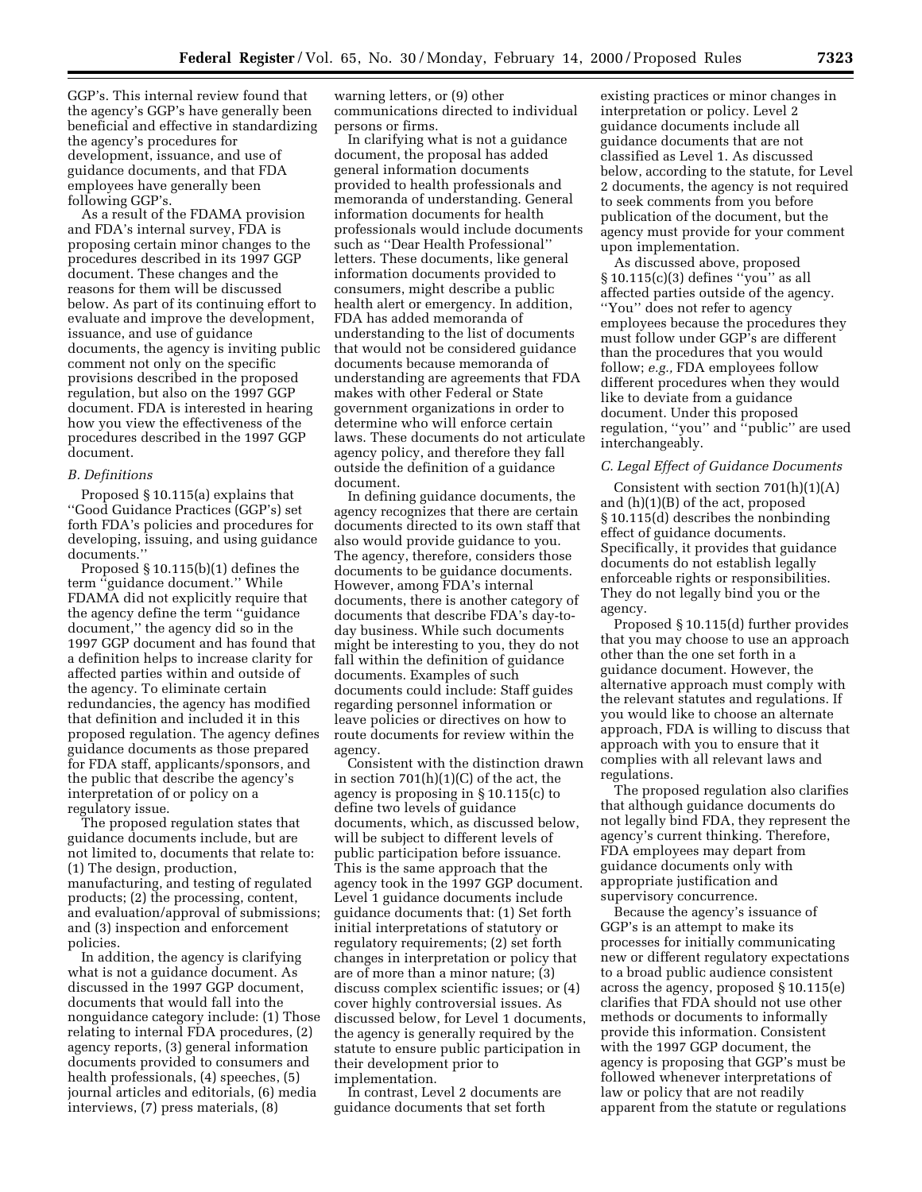GGP's. This internal review found that the agency's GGP's have generally been beneficial and effective in standardizing the agency's procedures for development, issuance, and use of guidance documents, and that FDA employees have generally been following GGP's.

As a result of the FDAMA provision and FDA's internal survey, FDA is proposing certain minor changes to the procedures described in its 1997 GGP document. These changes and the reasons for them will be discussed below. As part of its continuing effort to evaluate and improve the development, issuance, and use of guidance documents, the agency is inviting public comment not only on the specific provisions described in the proposed regulation, but also on the 1997 GGP document. FDA is interested in hearing how you view the effectiveness of the procedures described in the 1997 GGP document.

### *B. Definitions*

Proposed § 10.115(a) explains that ''Good Guidance Practices (GGP's) set forth FDA's policies and procedures for developing, issuing, and using guidance documents.''

Proposed § 10.115(b)(1) defines the term ''guidance document.'' While FDAMA did not explicitly require that the agency define the term ''guidance document,'' the agency did so in the 1997 GGP document and has found that a definition helps to increase clarity for affected parties within and outside of the agency. To eliminate certain redundancies, the agency has modified that definition and included it in this proposed regulation. The agency defines guidance documents as those prepared for FDA staff, applicants/sponsors, and the public that describe the agency's interpretation of or policy on a regulatory issue.

The proposed regulation states that guidance documents include, but are not limited to, documents that relate to: (1) The design, production, manufacturing, and testing of regulated products; (2) the processing, content, and evaluation/approval of submissions; and (3) inspection and enforcement policies.

In addition, the agency is clarifying what is not a guidance document. As discussed in the 1997 GGP document, documents that would fall into the nonguidance category include: (1) Those relating to internal FDA procedures, (2) agency reports, (3) general information documents provided to consumers and health professionals, (4) speeches, (5) journal articles and editorials, (6) media interviews, (7) press materials, (8) warning letters, or (9) other communications directed to individual persons or firms.

In clarifying what is not a guidance document, the proposal has added general information documents provided to health professionals and memoranda of understanding. General information documents for health professionals would include documents such as ''Dear Health Professional'' letters. These documents, like general information documents provided to consumers, might describe a public health alert or emergency. In addition, FDA has added memoranda of understanding to the list of documents that would not be considered guidance documents because memoranda of understanding are agreements that FDA makes with other Federal or State government organizations in order to determine who will enforce certain laws. These documents do not articulate agency policy, and therefore they fall outside the definition of a guidance document.

In defining guidance documents, the agency recognizes that there are certain documents directed to its own staff that also would provide guidance to you. The agency, therefore, considers those documents to be guidance documents. However, among FDA's internal documents, there is another category of documents that describe FDA's day-to-day business. While such documents might be interesting to you, they do not fall within the definition of guidance documents. Examples of such documents could include: Staff guides regarding personnel information or leave policies or directives on how to route documents for review within the agency.

Consistent with the distinction drawn in section 701(h)(1)(C) of the act, the agency is proposing in § 10.115(c) to define two levels of guidance documents, which, as discussed below, will be subject to different levels of public participation before issuance. This is the same approach that the agency took in the 1997 GGP document. Level 1 guidance documents include guidance documents that: (1) Set forth initial interpretations of statutory or regulatory requirements; (2) set forth changes in interpretation or policy that are of more than a minor nature; (3) discuss complex scientific issues; or (4) cover highly controversial issues. As discussed below, for Level 1 documents, the agency is generally required by the statute to ensure public participation in their development prior to implementation.

In contrast, Level 2 documents are guidance documents that set forth existing practices or minor changes in interpretation or policy. Level 2 guidance documents include all guidance documents that are not classified as Level 1. As discussed below, according to the statute, for Level 2 documents, the agency is not required to seek comments from you before publication of the document, but the agency must provide for your comment upon implementation.

As discussed above, proposed § 10.115(c)(3) defines ''you'' as all affected parties outside of the agency. ''You'' does not refer to agency employees because the procedures they must follow under GGP's are different than the procedures that you would follow; *e.g.,* FDA employees follow different procedures when they would like to deviate from a guidance document. Under this proposed regulation, ''you'' and ''public'' are used interchangeably.

### *C. Legal Effect of Guidance Documents*

Consistent with section 701(h)(1)(A) and (h)(1)(B) of the act, proposed § 10.115(d) describes the nonbinding effect of guidance documents. Specifically, it provides that guidance documents do not establish legally enforceable rights or responsibilities. They do not legally bind you or the agency.

Proposed § 10.115(d) further provides that you may choose to use an approach other than the one set forth in a guidance document. However, the alternative approach must comply with the relevant statutes and regulations. If you would like to choose an alternate approach, FDA is willing to discuss that approach with you to ensure that it complies with all relevant laws and regulations.

The proposed regulation also clarifies that although guidance documents do not legally bind FDA, they represent the agency's current thinking. Therefore, FDA employees may depart from guidance documents only with appropriate justification and supervisory concurrence.

Because the agency's issuance of GGP's is an attempt to make its processes for initially communicating new or different regulatory expectations to a broad public audience consistent across the agency, proposed § 10.115(e) clarifies that FDA should not use other methods or documents to informally provide this information. Consistent with the 1997 GGP document, the agency is proposing that GGP's must be followed whenever interpretations of law or policy that are not readily apparent from the statute or regulations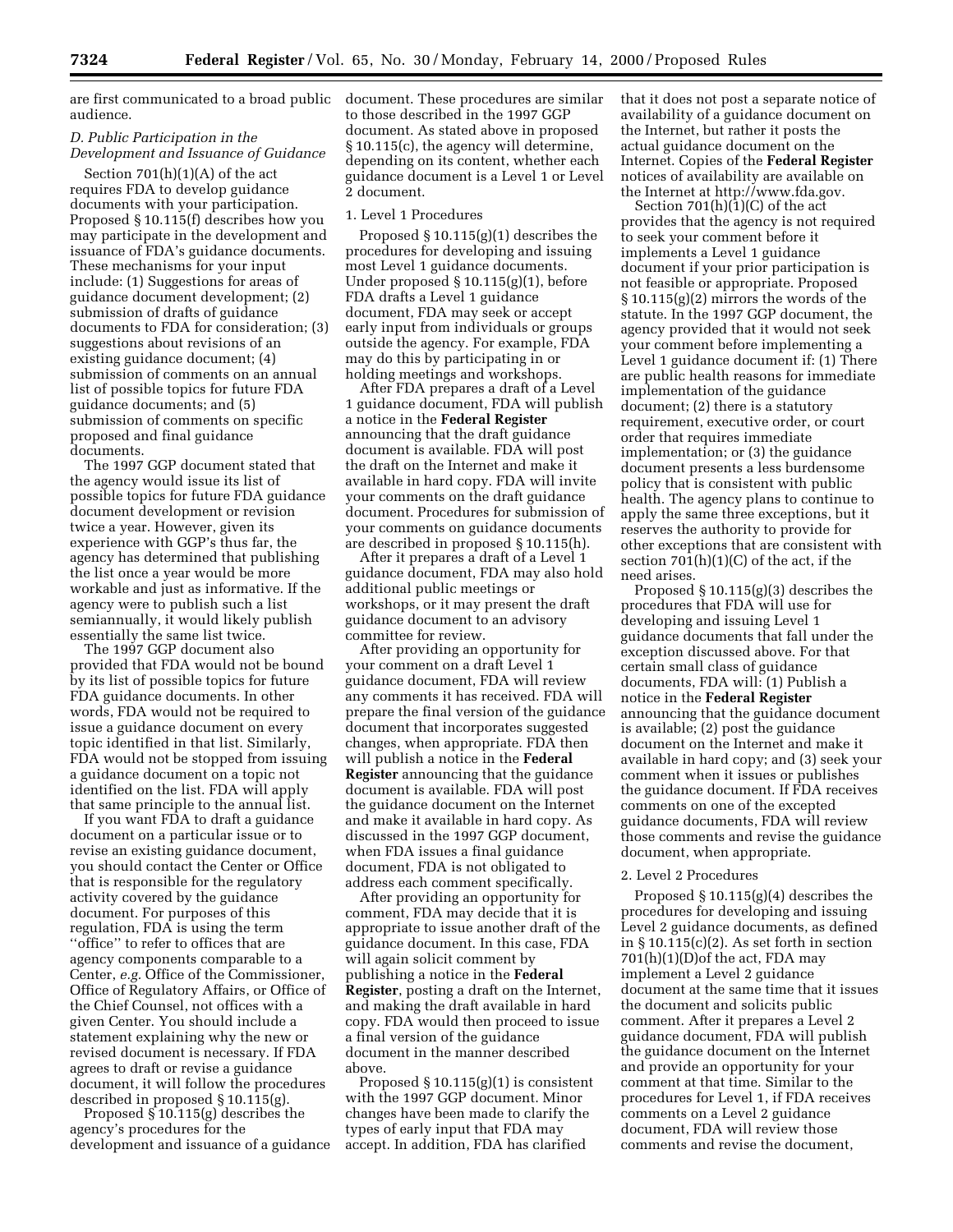are first communicated to a broad public audience.

### *D. Public Participation in the Development and Issuance of Guidance*

Section 701(h)(1)(A) of the act requires FDA to develop guidance documents with your participation. Proposed § 10.115(f) describes how you may participate in the development and issuance of FDA's guidance documents. These mechanisms for your input include: (1) Suggestions for areas of guidance document development; (2) submission of drafts of guidance documents to FDA for consideration; (3) suggestions about revisions of an existing guidance document; (4) submission of comments on an annual list of possible topics for future FDA guidance documents; and (5) submission of comments on specific proposed and final guidance documents.

The 1997 GGP document stated that the agency would issue its list of possible topics for future FDA guidance document development or revision twice a year. However, given its experience with GGP's thus far, the agency has determined that publishing the list once a year would be more workable and just as informative. If the agency were to publish such a list semiannually, it would likely publish essentially the same list twice.

The 1997 GGP document also provided that FDA would not be bound by its list of possible topics for future FDA guidance documents. In other words, FDA would not be required to issue a guidance document on every topic identified in that list. Similarly, FDA would not be stopped from issuing a guidance document on a topic not identified on the list. FDA will apply that same principle to the annual list.

If you want FDA to draft a guidance document on a particular issue or to revise an existing guidance document, you should contact the Center or Office that is responsible for the regulatory activity covered by the guidance document. For purposes of this regulation, FDA is using the term ''office'' to refer to offices that are agency components comparable to a Center, *e.g.* Office of the Commissioner, Office of Regulatory Affairs, or Office of the Chief Counsel, not offices with a given Center. You should include a statement explaining why the new or revised document is necessary. If FDA agrees to draft or revise a guidance document, it will follow the procedures described in proposed § 10.115(g).

Proposed § 10.115(g) describes the agency's procedures for the development and issuance of a guidance document. These procedures are similar to those described in the 1997 GGP document. As stated above in proposed § 10.115(c), the agency will determine, depending on its content, whether each guidance document is a Level 1 or Level 2 document.

#### 1. Level 1 Procedures

Proposed § 10.115(g)(1) describes the procedures for developing and issuing most Level 1 guidance documents. Under proposed § 10.115(g)(1), before FDA drafts a Level 1 guidance document, FDA may seek or accept early input from individuals or groups outside the agency. For example, FDA may do this by participating in or holding meetings and workshops.

After FDA prepares a draft of a Level 1 guidance document, FDA will publish a notice in the **Federal Register** announcing that the draft guidance document is available. FDA will post the draft on the Internet and make it available in hard copy. FDA will invite your comments on the draft guidance document. Procedures for submission of your comments on guidance documents are described in proposed § 10.115(h).

After it prepares a draft of a Level 1 guidance document, FDA may also hold additional public meetings or workshops, or it may present the draft guidance document to an advisory committee for review.

After providing an opportunity for your comment on a draft Level 1 guidance document, FDA will review any comments it has received. FDA will prepare the final version of the guidance document that incorporates suggested changes, when appropriate. FDA then will publish a notice in the **Federal Register** announcing that the guidance document is available. FDA will post the guidance document on the Internet and make it available in hard copy. As discussed in the 1997 GGP document, when FDA issues a final guidance document, FDA is not obligated to address each comment specifically.

After providing an opportunity for comment, FDA may decide that it is appropriate to issue another draft of the guidance document. In this case, FDA will again solicit comment by publishing a notice in the **Federal Register**, posting a draft on the Internet, and making the draft available in hard copy. FDA would then proceed to issue a final version of the guidance document in the manner described above.

Proposed § 10.115(g)(1) is consistent with the 1997 GGP document. Minor changes have been made to clarify the types of early input that FDA may accept. In addition, FDA has clarified that it does not post a separate notice of availability of a guidance document on the Internet, but rather it posts the actual guidance document on the Internet. Copies of the **Federal Register** notices of availability are available on the Internet at http://www.fda.gov.

Section 701(h)(1)(C) of the act provides that the agency is not required to seek your comment before it implements a Level 1 guidance document if your prior participation is not feasible or appropriate. Proposed § 10.115(g)(2) mirrors the words of the statute. In the 1997 GGP document, the agency provided that it would not seek your comment before implementing a Level 1 guidance document if: (1) There are public health reasons for immediate implementation of the guidance document; (2) there is a statutory requirement, executive order, or court order that requires immediate implementation; or (3) the guidance document presents a less burdensome policy that is consistent with public health. The agency plans to continue to apply the same three exceptions, but it reserves the authority to provide for other exceptions that are consistent with section 701(h)(1)(C) of the act, if the need arises.

Proposed § 10.115(g)(3) describes the procedures that FDA will use for developing and issuing Level 1 guidance documents that fall under the exception discussed above. For that certain small class of guidance documents, FDA will: (1) Publish a notice in the **Federal Register** announcing that the guidance document is available; (2) post the guidance document on the Internet and make it available in hard copy; and (3) seek your comment when it issues or publishes the guidance document. If FDA receives comments on one of the excepted guidance documents, FDA will review those comments and revise the guidance document, when appropriate.

#### 2. Level 2 Procedures

Proposed § 10.115(g)(4) describes the procedures for developing and issuing Level 2 guidance documents, as defined in § 10.115(c)(2). As set forth in section 701(h)(1)(D)of the act, FDA may implement a Level 2 guidance document at the same time that it issues the document and solicits public comment. After it prepares a Level 2 guidance document, FDA will publish the guidance document on the Internet and provide an opportunity for your comment at that time. Similar to the procedures for Level 1, if FDA receives comments on a Level 2 guidance document, FDA will review those comments and revise the document,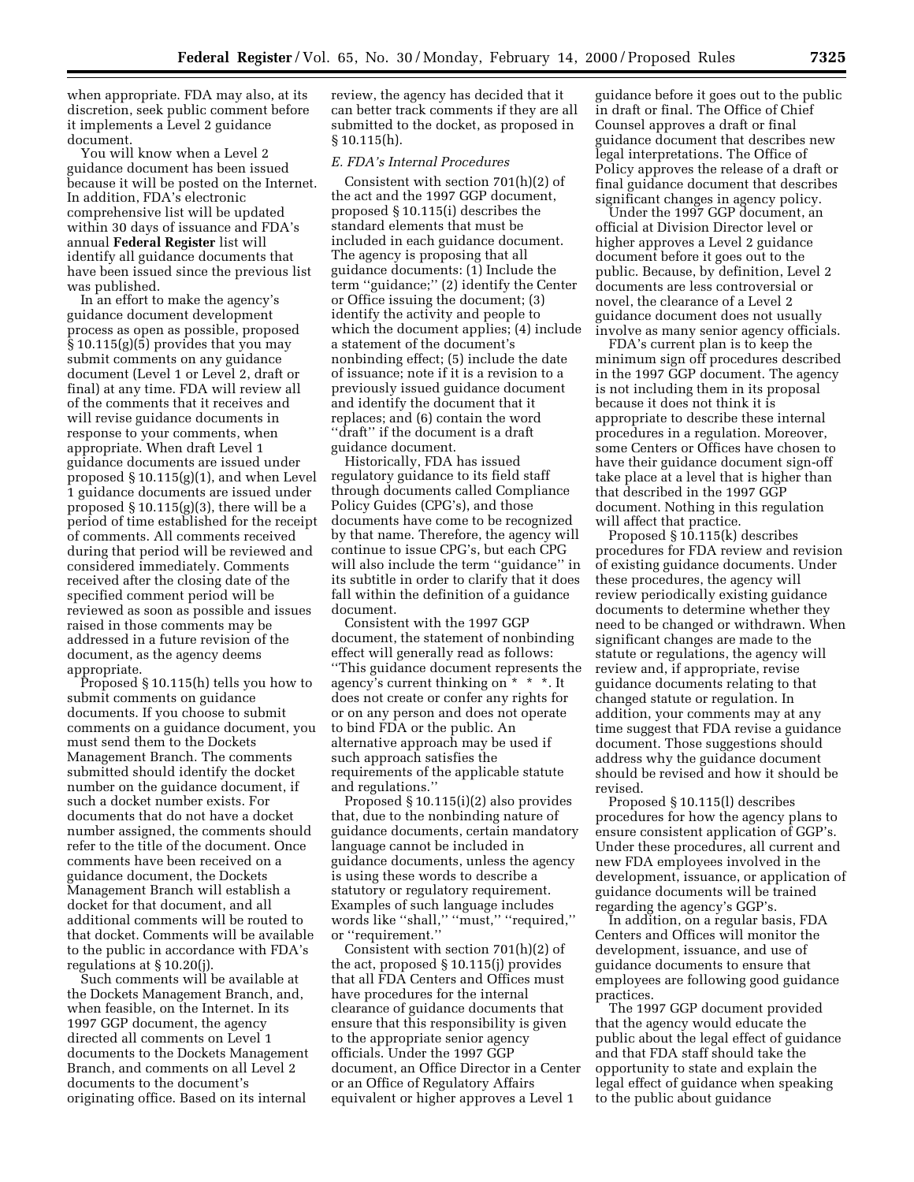when appropriate. FDA may also, at its discretion, seek public comment before it implements a Level 2 guidance document.

You will know when a Level 2 guidance document has been issued because it will be posted on the Internet. In addition, FDA's electronic comprehensive list will be updated within 30 days of issuance and FDA's annual **Federal Register** list will identify all guidance documents that have been issued since the previous list was published.

In an effort to make the agency's guidance document development process as open as possible, proposed § 10.115(g)(5) provides that you may submit comments on any guidance document (Level 1 or Level 2, draft or final) at any time. FDA will review all of the comments that it receives and will revise guidance documents in response to your comments, when appropriate. When draft Level 1 guidance documents are issued under proposed § 10.115(g)(1), and when Level 1 guidance documents are issued under proposed § 10.115(g)(3), there will be a period of time established for the receipt of comments. All comments received during that period will be reviewed and considered immediately. Comments received after the closing date of the specified comment period will be reviewed as soon as possible and issues raised in those comments may be addressed in a future revision of the document, as the agency deems appropriate.

Proposed § 10.115(h) tells you how to submit comments on guidance documents. If you choose to submit comments on a guidance document, you must send them to the Dockets Management Branch. The comments submitted should identify the docket number on the guidance document, if such a docket number exists. For documents that do not have a docket number assigned, the comments should refer to the title of the document. Once comments have been received on a guidance document, the Dockets Management Branch will establish a docket for that document, and all additional comments will be routed to that docket. Comments will be available to the public in accordance with FDA's regulations at § 10.20(j).

Such comments will be available at the Dockets Management Branch, and, when feasible, on the Internet. In its 1997 GGP document, the agency directed all comments on Level 1 documents to the Dockets Management Branch, and comments on all Level 2 documents to the document's originating office. Based on its internal review, the agency has decided that it can better track comments if they are all submitted to the docket, as proposed in § 10.115(h).

*E. FDA's Internal Procedures*

Consistent with section 701(h)(2) of the act and the 1997 GGP document, proposed § 10.115(i) describes the standard elements that must be included in each guidance document. The agency is proposing that all guidance documents: (1) Include the term "guidance;" (2) identify the Center or Office issuing the document; (3) identify the activity and people to which the document applies; (4) include a statement of the document's nonbinding effect; (5) include the date of issuance; note if it is a revision to a previously issued guidance document and identify the document that it replaces; and (6) contain the word "draft" if the document is a draft guidance document.

Historically, FDA has issued regulatory guidance to its field staff through documents called Compliance Policy Guides (CPG's), and those documents have come to be recognized by that name. Therefore, the agency will continue to issue CPG's, but each CPG will also include the term "guidance" in its subtitle in order to clarify that it does fall within the definition of a guidance document.

Consistent with the 1997 GGP document, the statement of nonbinding effect will generally read as follows: "This guidance document represents the agency's current thinking on * * *. It does not create or confer any rights for or on any person and does not operate to bind FDA or the public. An alternative approach may be used if such approach satisfies the requirements of the applicable statute and regulations."

Proposed § 10.115(i)(2) also provides that, due to the nonbinding nature of guidance documents, certain mandatory language cannot be included in guidance documents, unless the agency is using these words to describe a statutory or regulatory requirement. Examples of such language includes words like "shall," "must," "required," or "requirement."

Consistent with section 701(h)(2) of the act, proposed § 10.115(j) provides that all FDA Centers and Offices must have procedures for the internal clearance of guidance documents that ensure that this responsibility is given to the appropriate senior agency officials. Under the 1997 GGP document, an Office Director in a Center or an Office of Regulatory Affairs equivalent or higher approves a Level 1 guidance before it goes out to the public in draft or final. The Office of Chief Counsel approves a draft or final guidance document that describes new legal interpretations. The Office of Policy approves the release of a draft or final guidance document that describes significant changes in agency policy.

Under the 1997 GGP document, an official at Division Director level or higher approves a Level 2 guidance document before it goes out to the public. Because, by definition, Level 2 documents are less controversial or novel, the clearance of a Level 2 guidance document does not usually involve as many senior agency officials.

FDA's current plan is to keep the minimum sign off procedures described in the 1997 GGP document. The agency is not including them in its proposal because it does not think it is appropriate to describe these internal procedures in a regulation. Moreover, some Centers or Offices have chosen to have their guidance document sign-off take place at a level that is higher than that described in the 1997 GGP document. Nothing in this regulation will affect that practice.

Proposed § 10.115(k) describes procedures for FDA review and revision of existing guidance documents. Under these procedures, the agency will review periodically existing guidance documents to determine whether they need to be changed or withdrawn. When significant changes are made to the statute or regulations, the agency will review and, if appropriate, revise guidance documents relating to that changed statute or regulation. In addition, your comments may at any time suggest that FDA revise a guidance document. Those suggestions should address why the guidance document should be revised and how it should be revised.

Proposed § 10.115(l) describes procedures for how the agency plans to ensure consistent application of GGP's. Under these procedures, all current and new FDA employees involved in the development, issuance, or application of guidance documents will be trained regarding the agency's GGP's.

In addition, on a regular basis, FDA Centers and Offices will monitor the development, issuance, and use of guidance documents to ensure that employees are following good guidance practices.

The 1997 GGP document provided that the agency would educate the public about the legal effect of guidance and that FDA staff should take the opportunity to state and explain the legal effect of guidance when speaking to the public about guidance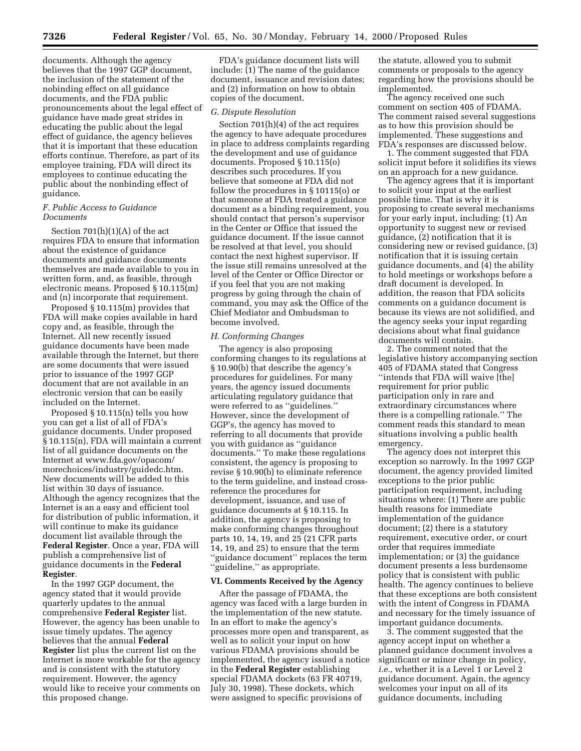documents. Although the agency believes that the 1997 GGP document, the inclusion of the statement of the nonbinding effect on all guidance documents, and the FDA public pronouncements about the legal effect of guidance have made great strides in educating the public about the legal effect of guidance, the agency believes that it is important that these education efforts continue. Therefore, as part of its employee training, FDA will direct its employees to continue educating the public about the nonbinding effect of guidance.

### *F. Public Access to Guidance Documents*

Section 701(h)(1)(A) of the act requires FDA to ensure that information about the existence of guidance documents and guidance documents themselves are made available to you in written form, and, as feasible, through electronic means. Proposed § 10.115(m) and (n) incorporate that requirement.

Proposed § 10.115(m) provides that FDA will make copies available in hard copy and, as feasible, through the Internet. All new recently issued guidance documents have been made available through the Internet, but there are some documents that were issued prior to issuance of the 1997 GGP document that are not available in an electronic version that can be easily included on the Internet.

Proposed § 10.115(n) tells you how you can get a list of all of FDA's guidance documents. Under proposed § 10.115(n), FDA will maintain a current list of all guidance documents on the Internet at www.fda.gov/opacom/morechoices/industry/guidedc.htm. New documents will be added to this list within 30 days of issuance. Although the agency recognizes that the Internet is an easy and efficient tool for distribution of public information, it will continue to make its guidance document list available through the **Federal Register**. Once a year, FDA will publish a comprehensive list of guidance documents in the **Federal Register**.

In the 1997 GGP document, the agency stated that it would provide quarterly updates to the annual comprehensive **Federal Register** list. However, the agency has been unable to issue timely updates. The agency believes that the annual **Federal Register** list plus the current list on the Internet is more workable for the agency and is consistent with the statutory requirement. However, the agency would like to receive your comments on this proposed change.

FDA's guidance document lists will include: (1) The name of the guidance document, issuance and revision dates; and (2) information on how to obtain copies of the document.

### *G. Dispute Resolution*

Section 701(h)(4) of the act requires the agency to have adequate procedures in place to address complaints regarding the development and use of guidance documents. Proposed § 10.115(o) describes such procedures. If you believe that someone at FDA did not follow the procedures in § 10115(o) or that someone at FDA treated a guidance document as a binding requirement, you should contact that person's supervisor in the Center or Office that issued the guidance document. If the issue cannot be resolved at that level, you should contact the next highest supervisor. If the issue still remains unresolved at the level of the Center or Office Director or if you feel that you are not making progress by going through the chain of command, you may ask the Office of the Chief Mediator and Ombudsman to become involved.

### *H. Conforming Changes*

The agency is also proposing conforming changes to its regulations at § 10.90(b) that describe the agency's procedures for guidelines. For many years, the agency issued documents articulating regulatory guidance that were referred to as ''guidelines.'' However, since the development of GGP's, the agency has moved to referring to all documents that provide you with guidance as ''guidance documents.'' To make these regulations consistent, the agency is proposing to revise § 10.90(b) to eliminate reference to the term guideline, and instead cross-reference the procedures for development, issuance, and use of guidance documents at § 10.115. In addition, the agency is proposing to make conforming changes throughout parts 10, 14, 19, and 25 (21 CFR parts 14, 19, and 25) to ensure that the term ''guidance document'' replaces the term ''guideline,'' as appropriate.

## VI. Comments Received by the Agency

After the passage of FDAMA, the agency was faced with a large burden in the implementation of the new statute. In an effort to make the agency's processes more open and transparent, as well as to solicit your input on how various FDAMA provisions should be implemented, the agency issued a notice in the **Federal Register** establishing special FDAMA dockets (63 FR 40719, July 30, 1998). These dockets, which were assigned to specific provisions of the statute, allowed you to submit comments or proposals to the agency regarding how the provisions should be implemented.

The agency received one such comment on section 405 of FDAMA. The comment raised several suggestions as to how this provision should be implemented. These suggestions and FDA's responses are discussed below.

1. The comment suggested that FDA solicit input before it solidifies its views on an approach for a new guidance.

The agency agrees that it is important to solicit your input at the earliest possible time. That is why it is proposing to create several mechanisms for your early input, including: (1) An opportunity to suggest new or revised guidance, (2) notification that it is considering new or revised guidance, (3) notification that it is issuing certain guidance documents, and (4) the ability to hold meetings or workshops before a draft document is developed. In addition, the reason that FDA solicits comments on a guidance document is because its views are not solidified, and the agency seeks your input regarding decisions about what final guidance documents will contain.

2. The comment noted that the legislative history accompanying section 405 of FDAMA stated that Congress ''intends that FDA will waive [the] requirement for prior public participation only in rare and extraordinary circumstances where there is a compelling rationale.'' The comment reads this standard to mean situations involving a public health emergency.

The agency does not interpret this exception so narrowly. In the 1997 GGP document, the agency provided limited exceptions to the prior public participation requirement, including situations where: (1) There are public health reasons for immediate implementation of the guidance document; (2) there is a statutory requirement, executive order, or court order that requires immediate implementation; or (3) the guidance document presents a less burdensome policy that is consistent with public health. The agency continues to believe that these exceptions are both consistent with the intent of Congress in FDAMA and necessary for the timely issuance of important guidance documents.

3. The comment suggested that the agency accept input on whether a planned guidance document involves a significant or minor change in policy, *i.e.,* whether it is a Level 1 or Level 2 guidance document. Again, the agency welcomes your input on all of its guidance documents, including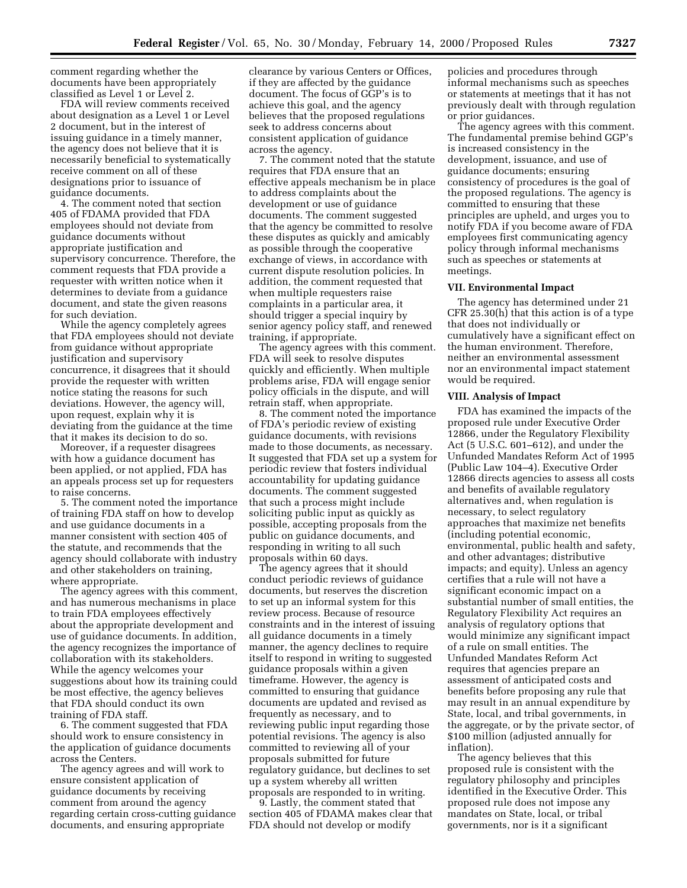comment regarding whether the documents have been appropriately classified as Level 1 or Level 2.

FDA will review comments received about designation as a Level 1 or Level 2 document, but in the interest of issuing guidance in a timely manner, the agency does not believe that it is necessarily beneficial to systematically receive comment on all of these designations prior to issuance of guidance documents.

4. The comment noted that section 405 of FDAMA provided that FDA employees should not deviate from guidance documents without appropriate justification and supervisory concurrence. Therefore, the comment requests that FDA provide a requester with written notice when it determines to deviate from a guidance document, and state the given reasons for such deviation.

While the agency completely agrees that FDA employees should not deviate from guidance without appropriate justification and supervisory concurrence, it disagrees that it should provide the requester with written notice stating the reasons for such deviations. However, the agency will, upon request, explain why it is deviating from the guidance at the time that it makes its decision to do so.

Moreover, if a requester disagrees with how a guidance document has been applied, or not applied, FDA has an appeals process set up for requesters to raise concerns.

5. The comment noted the importance of training FDA staff on how to develop and use guidance documents in a manner consistent with section 405 of the statute, and recommends that the agency should collaborate with industry and other stakeholders on training, where appropriate.

The agency agrees with this comment, and has numerous mechanisms in place to train FDA employees effectively about the appropriate development and use of guidance documents. In addition, the agency recognizes the importance of collaboration with its stakeholders. While the agency welcomes your suggestions about how its training could be most effective, the agency believes that FDA should conduct its own training of FDA staff.

6. The comment suggested that FDA should work to ensure consistency in the application of guidance documents across the Centers.

The agency agrees and will work to ensure consistent application of guidance documents by receiving comment from around the agency regarding certain cross-cutting guidance documents, and ensuring appropriate clearance by various Centers or Offices, if they are affected by the guidance document. The focus of GGP's is to achieve this goal, and the agency believes that the proposed regulations seek to address concerns about consistent application of guidance across the agency.

7. The comment noted that the statute requires that FDA ensure that an effective appeals mechanism be in place to address complaints about the development or use of guidance documents. The comment suggested that the agency be committed to resolve these disputes as quickly and amicably as possible through the cooperative exchange of views, in accordance with current dispute resolution policies. In addition, the comment requested that when multiple requesters raise complaints in a particular area, it should trigger a special inquiry by senior agency policy staff, and renewed training, if appropriate.

The agency agrees with this comment. FDA will seek to resolve disputes quickly and efficiently. When multiple problems arise, FDA will engage senior policy officials in the dispute, and will retrain staff, when appropriate.

8. The comment noted the importance of FDA's periodic review of existing guidance documents, with revisions made to those documents, as necessary. It suggested that FDA set up a system for periodic review that fosters individual accountability for updating guidance documents. The comment suggested that such a process might include soliciting public input as quickly as possible, accepting proposals from the public on guidance documents, and responding in writing to all such proposals within 60 days.

The agency agrees that it should conduct periodic reviews of guidance documents, but reserves the discretion to set up an informal system for this review process. Because of resource constraints and in the interest of issuing all guidance documents in a timely manner, the agency declines to require itself to respond in writing to suggested guidance proposals within a given timeframe. However, the agency is committed to ensuring that guidance documents are updated and revised as frequently as necessary, and to reviewing public input regarding those potential revisions. The agency is also committed to reviewing all of your proposals submitted for future regulatory guidance, but declines to set up a system whereby all written proposals are responded to in writing.

9. Lastly, the comment stated that section 405 of FDAMA makes clear that FDA should not develop or modify policies and procedures through informal mechanisms such as speeches or statements at meetings that it has not previously dealt with through regulation or prior guidances.

The agency agrees with this comment. The fundamental premise behind GGP's is increased consistency in the development, issuance, and use of guidance documents; ensuring consistency of procedures is the goal of the proposed regulations. The agency is committed to ensuring that these principles are upheld, and urges you to notify FDA if you become aware of FDA employees first communicating agency policy through informal mechanisms such as speeches or statements at meetings.

## VII. Environmental Impact

The agency has determined under 21 CFR 25.30(h) that this action is of a type that does not individually or cumulatively have a significant effect on the human environment. Therefore, neither an environmental assessment nor an environmental impact statement would be required.

## VIII. Analysis of Impact

FDA has examined the impacts of the proposed rule under Executive Order 12866, under the Regulatory Flexibility Act (5 U.S.C. 601–612), and under the Unfunded Mandates Reform Act of 1995 (Public Law 104–4). Executive Order 12866 directs agencies to assess all costs and benefits of available regulatory alternatives and, when regulation is necessary, to select regulatory approaches that maximize net benefits (including potential economic, environmental, public health and safety, and other advantages; distributive impacts; and equity). Unless an agency certifies that a rule will not have a significant economic impact on a substantial number of small entities, the Regulatory Flexibility Act requires an analysis of regulatory options that would minimize any significant impact of a rule on small entities. The Unfunded Mandates Reform Act requires that agencies prepare an assessment of anticipated costs and benefits before proposing any rule that may result in an annual expenditure by State, local, and tribal governments, in the aggregate, or by the private sector, of $100 million (adjusted annually for inflation).

The agency believes that this proposed rule is consistent with the regulatory philosophy and principles identified in the Executive Order. This proposed rule does not impose any mandates on State, local, or tribal governments, nor is it a significant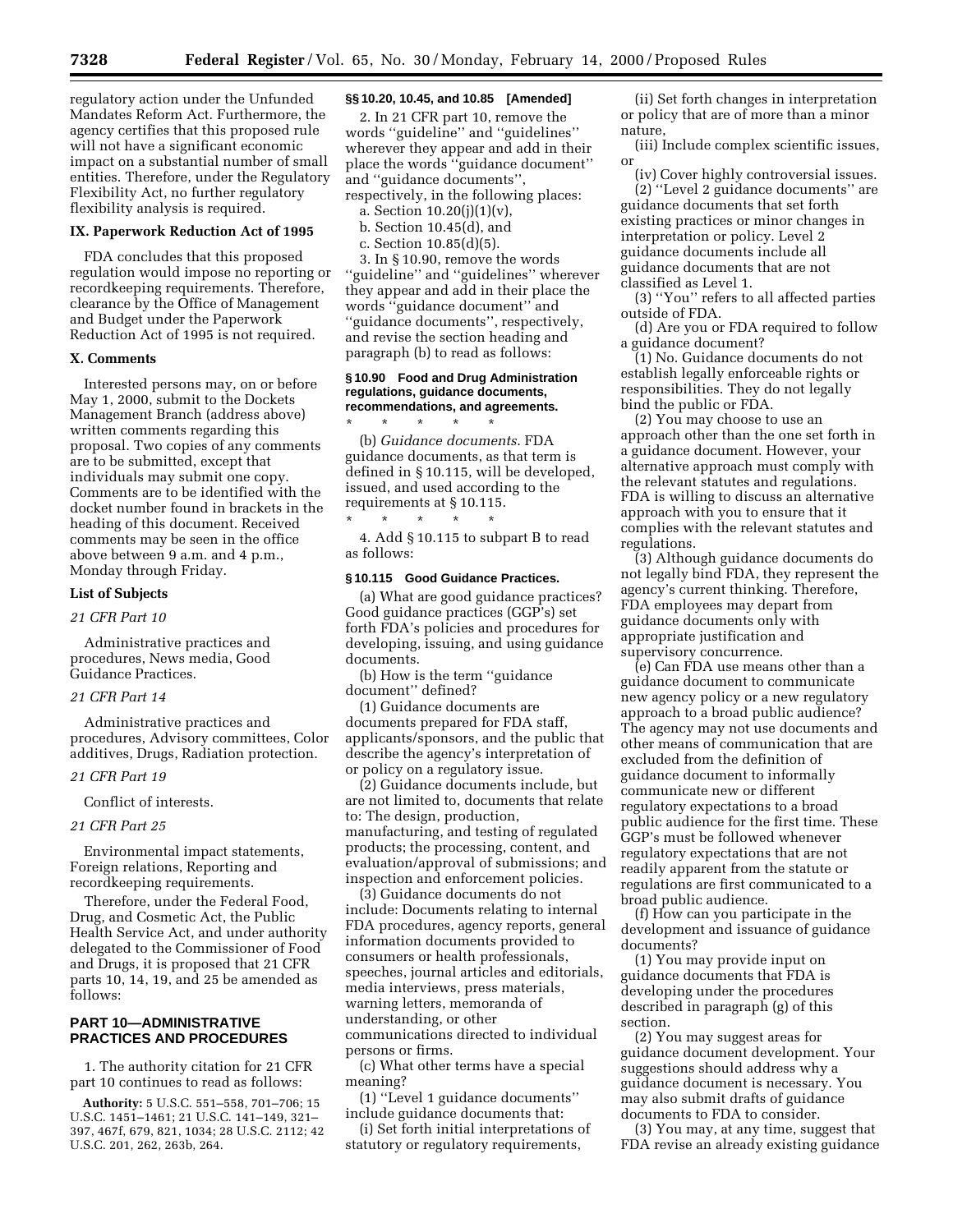regulatory action under the Unfunded Mandates Reform Act. Furthermore, the agency certifies that this proposed rule will not have a significant economic impact on a substantial number of small entities. Therefore, under the Regulatory Flexibility Act, no further regulatory flexibility analysis is required.

### IX. Paperwork Reduction Act of 1995

FDA concludes that this proposed regulation would impose no reporting or recordkeeping requirements. Therefore, clearance by the Office of Management and Budget under the Paperwork Reduction Act of 1995 is not required.

### X. Comments

Interested persons may, on or before May 1, 2000, submit to the Dockets Management Branch (address above) written comments regarding this proposal. Two copies of any comments are to be submitted, except that individuals may submit one copy. Comments are to be identified with the docket number found in brackets in the heading of this document. Received comments may be seen in the office above between 9 a.m. and 4 p.m., Monday through Friday.

### List of Subjects

*21 CFR Part 10*

Administrative practices and procedures, News media, Good Guidance Practices.

*21 CFR Part 14*

Administrative practices and procedures, Advisory committees, Color additives, Drugs, Radiation protection.

*21 CFR Part 19*

Conflict of interests.

*21 CFR Part 25*

Environmental impact statements, Foreign relations, Reporting and recordkeeping requirements.

Therefore, under the Federal Food, Drug, and Cosmetic Act, the Public Health Service Act, and under authority delegated to the Commissioner of Food and Drugs, it is proposed that 21 CFR parts 10, 14, 19, and 25 be amended as follows:

## PART 10—ADMINISTRATIVE PRACTICES AND PROCEDURES

1. The authority citation for 21 CFR part 10 continues to read as follows:

**Authority:** 5 U.S.C. 551–558, 701–706; 15 U.S.C. 1451–1461; 21 U.S.C. 141–149, 321–397, 467f, 679, 821, 1034; 28 U.S.C. 2112; 42 U.S.C. 201, 262, 263b, 264.

**§§ 10.20, 10.45, and 10.85 [Amended]**

2. In 21 CFR part 10, remove the words "guideline" and "guidelines" wherever they appear and add in their place the words "guidance document" and "guidance documents", respectively, in the following places:

a. Section 10.20(j)(1)(v),

b. Section 10.45(d), and

c. Section 10.85(d)(5).

3. In § 10.90, remove the words "guideline" and "guidelines" wherever they appear and add in their place the words "guidance document" and "guidance documents", respectively, and revise the section heading and paragraph (b) to read as follows:

**§ 10.90 Food and Drug Administration regulations, guidance documents, recommendations, and agreements.**

\* \* \* \* \*

(b) *Guidance documents.* FDA guidance documents, as that term is defined in § 10.115, will be developed, issued, and used according to the requirements at § 10.115.

\* \* \* \* \*

4. Add § 10.115 to subpart B to read as follows:

**§ 10.115 Good Guidance Practices.**

(a) What are good guidance practices? Good guidance practices (GGP's) set forth FDA's policies and procedures for developing, issuing, and using guidance documents.

(b) How is the term "guidance document" defined?

(1) Guidance documents are documents prepared for FDA staff, applicants/sponsors, and the public that describe the agency's interpretation of or policy on a regulatory issue.

(2) Guidance documents include, but are not limited to, documents that relate to: The design, production, manufacturing, and testing of regulated products; the processing, content, and evaluation/approval of submissions; and inspection and enforcement policies.

(3) Guidance documents do not include: Documents relating to internal FDA procedures, agency reports, general information documents provided to consumers or health professionals, speeches, journal articles and editorials, media interviews, press materials, warning letters, memoranda of understanding, or other communications directed to individual persons or firms.

(c) What other terms have a special meaning?

(1) "Level 1 guidance documents" include guidance documents that:

(i) Set forth initial interpretations of statutory or regulatory requirements,

(ii) Set forth changes in interpretation or policy that are of more than a minor nature,

(iii) Include complex scientific issues, or

(iv) Cover highly controversial issues.

(2) "Level 2 guidance documents" are guidance documents that set forth existing practices or minor changes in interpretation or policy. Level 2 guidance documents include all guidance documents that are not classified as Level 1.

(3) "You" refers to all affected parties outside of FDA.

(d) Are you or FDA required to follow a guidance document?

(1) No. Guidance documents do not establish legally enforceable rights or responsibilities. They do not legally bind the public or FDA.

(2) You may choose to use an approach other than the one set forth in a guidance document. However, your alternative approach must comply with the relevant statutes and regulations. FDA is willing to discuss an alternative approach with you to ensure that it complies with the relevant statutes and regulations.

(3) Although guidance documents do not legally bind FDA, they represent the agency's current thinking. Therefore, FDA employees may depart from guidance documents only with appropriate justification and supervisory concurrence.

(e) Can FDA use means other than a guidance document to communicate new agency policy or a new regulatory approach to a broad public audience? The agency may not use documents and other means of communication that are excluded from the definition of guidance document to informally communicate new or different regulatory expectations to a broad public audience for the first time. These GGP's must be followed whenever regulatory expectations that are not readily apparent from the statute or regulations are first communicated to a broad public audience.

(f) How can you participate in the development and issuance of guidance documents?

(1) You may provide input on guidance documents that FDA is developing under the procedures described in paragraph (g) of this section.

(2) You may suggest areas for guidance document development. Your suggestions should address why a guidance document is necessary. You may also submit drafts of guidance documents to FDA to consider.

(3) You may, at any time, suggest that FDA revise an already existing guidance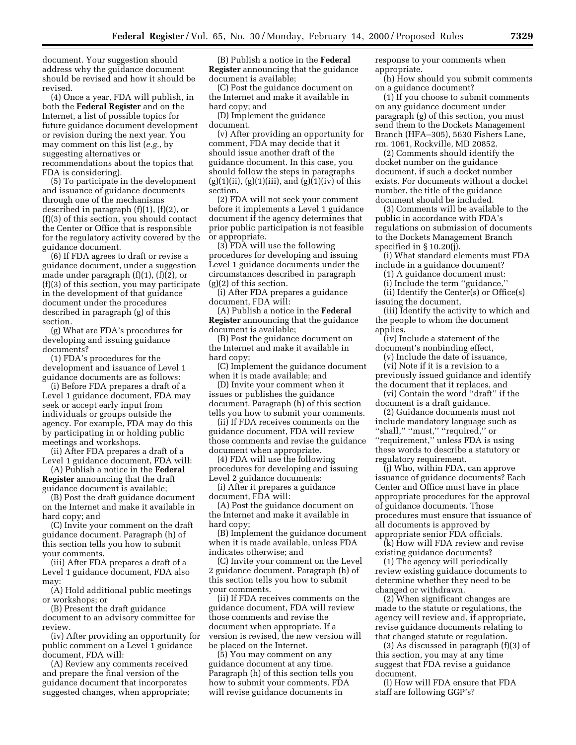document. Your suggestion should address why the guidance document should be revised and how it should be revised.

(4) Once a year, FDA will publish, in both the **Federal Register** and on the Internet, a list of possible topics for future guidance document development or revision during the next year. You may comment on this list (*e.g.,* by suggesting alternatives or recommendations about the topics that FDA is considering).

(5) To participate in the development and issuance of guidance documents through one of the mechanisms described in paragraph (f)(1), (f)(2), or (f)(3) of this section, you should contact the Center or Office that is responsible for the regulatory activity covered by the guidance document.

(6) If FDA agrees to draft or revise a guidance document, under a suggestion made under paragraph (f)(1), (f)(2), or (f)(3) of this section, you may participate in the development of that guidance document under the procedures described in paragraph (g) of this section.

(g) What are FDA's procedures for developing and issuing guidance documents?

(1) FDA's procedures for the development and issuance of Level 1 guidance documents are as follows:

(i) Before FDA prepares a draft of a Level 1 guidance document, FDA may seek or accept early input from individuals or groups outside the agency. For example, FDA may do this by participating in or holding public meetings and workshops.

(ii) After FDA prepares a draft of a Level 1 guidance document, FDA will:

(A) Publish a notice in the **Federal Register** announcing that the draft guidance document is available;

(B) Post the draft guidance document on the Internet and make it available in hard copy; and

(C) Invite your comment on the draft guidance document. Paragraph (h) of this section tells you how to submit your comments.

(iii) After FDA prepares a draft of a Level 1 guidance document, FDA also may:

(A) Hold additional public meetings or workshops; or

(B) Present the draft guidance document to an advisory committee for review.

(iv) After providing an opportunity for public comment on a Level 1 guidance document, FDA will:

(A) Review any comments received and prepare the final version of the guidance document that incorporates suggested changes, when appropriate;

(B) Publish a notice in the **Federal Register** announcing that the guidance document is available;

(C) Post the guidance document on the Internet and make it available in hard copy; and

(D) Implement the guidance document.

(v) After providing an opportunity for comment, FDA may decide that it should issue another draft of the guidance document. In this case, you should follow the steps in paragraphs (g)(1)(ii), (g)(1)(iii), and (g)(1)(iv) of this section.

(2) FDA will not seek your comment before it implements a Level 1 guidance document if the agency determines that prior public participation is not feasible or appropriate.

(3) FDA will use the following procedures for developing and issuing Level 1 guidance documents under the circumstances described in paragraph (g)(2) of this section.

(i) After FDA prepares a guidance document, FDA will:

(A) Publish a notice in the **Federal Register** announcing that the guidance document is available;

(B) Post the guidance document on the Internet and make it available in hard copy;

(C) Implement the guidance document when it is made available; and

(D) Invite your comment when it issues or publishes the guidance document. Paragraph (h) of this section tells you how to submit your comments.

(ii) If FDA receives comments on the guidance document, FDA will review those comments and revise the guidance document when appropriate.

(4) FDA will use the following procedures for developing and issuing Level 2 guidance documents:

(i) After it prepares a guidance document, FDA will:

(A) Post the guidance document on the Internet and make it available in hard copy;

(B) Implement the guidance document when it is made available, unless FDA indicates otherwise; and

(C) Invite your comment on the Level 2 guidance document. Paragraph (h) of this section tells you how to submit your comments.

(ii) If FDA receives comments on the guidance document, FDA will review those comments and revise the document when appropriate. If a version is revised, the new version will be placed on the Internet.

(5) You may comment on any guidance document at any time. Paragraph (h) of this section tells you how to submit your comments. FDA will revise guidance documents in response to your comments when appropriate.

(h) How should you submit comments on a guidance document?

(1) If you choose to submit comments on any guidance document under paragraph (g) of this section, you must send them to the Dockets Management Branch (HFA–305), 5630 Fishers Lane, rm. 1061, Rockville, MD 20852.

(2) Comments should identify the docket number on the guidance document, if such a docket number exists. For documents without a docket number, the title of the guidance document should be included.

(3) Comments will be available to the public in accordance with FDA's regulations on submission of documents to the Dockets Management Branch specified in § 10.20(j).

(i) What standard elements must FDA include in a guidance document?

(1) A guidance document must:

(i) Include the term "guidance,"

(ii) Identify the Center(s) or Office(s) issuing the document,

(iii) Identify the activity to which and the people to whom the document applies,

(iv) Include a statement of the document's nonbinding effect,

(v) Include the date of issuance,

(vi) Note if it is a revision to a previously issued guidance and identify the document that it replaces, and

(vi) Contain the word "draft" if the document is a draft guidance.

(2) Guidance documents must not include mandatory language such as "shall," "must," "required," or "requirement," unless FDA is using these words to describe a statutory or regulatory requirement.

(j) Who, within FDA, can approve issuance of guidance documents? Each Center and Office must have in place appropriate procedures for the approval of guidance documents. Those procedures must ensure that issuance of all documents is approved by appropriate senior FDA officials.

(k) How will FDA review and revise existing guidance documents?

(1) The agency will periodically review existing guidance documents to determine whether they need to be changed or withdrawn.

(2) When significant changes are made to the statute or regulations, the agency will review and, if appropriate, revise guidance documents relating to that changed statute or regulation.

(3) As discussed in paragraph (f)(3) of this section, you may at any time suggest that FDA revise a guidance document.

(l) How will FDA ensure that FDA staff are following GGP's?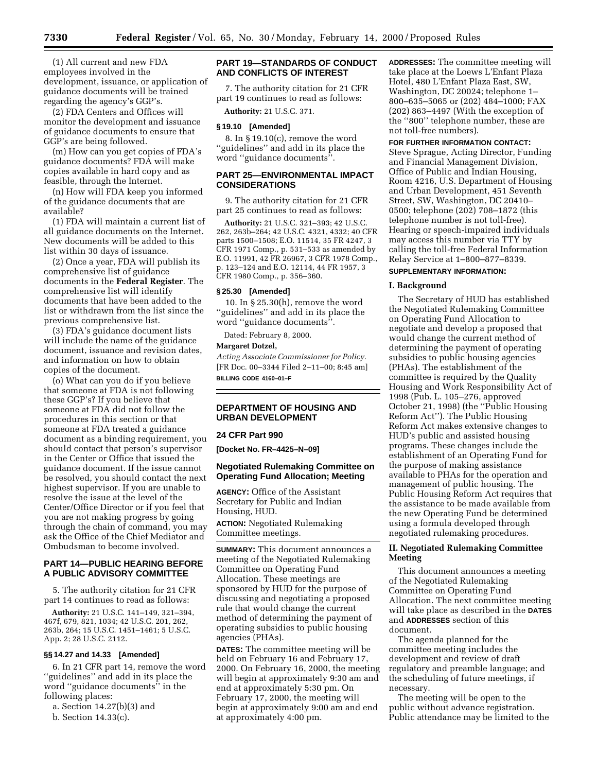(1) All current and new FDA employees involved in the development, issuance, or application of guidance documents will be trained regarding the agency's GGP's.

(2) FDA Centers and Offices will monitor the development and issuance of guidance documents to ensure that GGP's are being followed.

(m) How can you get copies of FDA's guidance documents? FDA will make copies available in hard copy and as feasible, through the Internet.

(n) How will FDA keep you informed of the guidance documents that are available?

(1) FDA will maintain a current list of all guidance documents on the Internet. New documents will be added to this list within 30 days of issuance.

(2) Once a year, FDA will publish its comprehensive list of guidance documents in the **Federal Register**. The comprehensive list will identify documents that have been added to the list or withdrawn from the list since the previous comprehensive list.

(3) FDA's guidance document lists will include the name of the guidance document, issuance and revision dates, and information on how to obtain copies of the document.

(o) What can you do if you believe that someone at FDA is not following these GGP's? If you believe that someone at FDA did not follow the procedures in this section or that someone at FDA treated a guidance document as a binding requirement, you should contact that person's supervisor in the Center or Office that issued the guidance document. If the issue cannot be resolved, you should contact the next highest supervisor. If you are unable to resolve the issue at the level of the Center/Office Director or if you feel that you are not making progress by going through the chain of command, you may ask the Office of the Chief Mediator and Ombudsman to become involved.

## PART 14—PUBLIC HEARING BEFORE A PUBLIC ADVISORY COMMITTEE

5. The authority citation for 21 CFR part 14 continues to read as follows:

**Authority:** 21 U.S.C. 141–149, 321–394, 467f, 679, 821, 1034; 42 U.S.C. 201, 262, 263b, 264; 15 U.S.C. 1451–1461; 5 U.S.C. App. 2; 28 U.S.C. 2112.

### §§ 14.27 and 14.33 [Amended]

6. In 21 CFR part 14, remove the word ''guidelines'' and add in its place the word ''guidance documents'' in the following places:

a. Section 14.27(b)(3) and

b. Section 14.33(c).

## PART 19—STANDARDS OF CONDUCT AND CONFLICTS OF INTEREST

7. The authority citation for 21 CFR part 19 continues to read as follows:

**Authority:** 21 U.S.C. 371.

### § 19.10 [Amended]

8. In § 19.10(c), remove the word ''guidelines'' and add in its place the word ''guidance documents''.

## PART 25—ENVIRONMENTAL IMPACT CONSIDERATIONS

9. The authority citation for 21 CFR part 25 continues to read as follows:

**Authority:** 21 U.S.C. 321–393; 42 U.S.C. 262, 263b–264; 42 U.S.C. 4321, 4332; 40 CFR parts 1500–1508; E.O. 11514, 35 FR 4247, 3 CFR 1971 Comp., p. 531–533 as amended by E.O. 11991, 42 FR 26967, 3 CFR 1978 Comp., p. 123–124 and E.O. 12114, 44 FR 1957, 3 CFR 1980 Comp., p. 356–360.

### § 25.30 [Amended]

10. In § 25.30(h), remove the word ''guidelines'' and add in its place the word ''guidance documents''.

Dated: February 8, 2000.

**Margaret Dotzel,**

*Acting Associate Commissioner for Policy.*

[FR Doc. 00–3344 Filed 2–11–00; 8:45 am]

**BILLING CODE 4160–01–F**

---

## DEPARTMENT OF HOUSING AND URBAN DEVELOPMENT

### 24 CFR Part 990

**[Docket No. FR–4425–N–09]**

### Negotiated Rulemaking Committee on Operating Fund Allocation; Meeting

**AGENCY:** Office of the Assistant Secretary for Public and Indian Housing, HUD.

**ACTION:** Negotiated Rulemaking Committee meetings.

**SUMMARY:** This document announces a meeting of the Negotiated Rulemaking Committee on Operating Fund Allocation. These meetings are sponsored by HUD for the purpose of discussing and negotiating a proposed rule that would change the current method of determining the payment of operating subsidies to public housing agencies (PHAs).

**DATES:** The committee meeting will be held on February 16 and February 17, 2000. On February 16, 2000, the meeting will begin at approximately 9:30 am and end at approximately 5:30 pm. On February 17, 2000, the meeting will begin at approximately 9:00 am and end at approximately 4:00 pm.

**ADDRESSES:** The committee meeting will take place at the Loews L'Enfant Plaza Hotel, 480 L'Enfant Plaza East, SW, Washington, DC 20024; telephone 1–800–635–5065 or (202) 484–1000; FAX (202) 863–4497 (With the exception of the ''800'' telephone number, these are not toll-free numbers).

**FOR FURTHER INFORMATION CONTACT:** Steve Sprague, Acting Director, Funding and Financial Management Division, Office of Public and Indian Housing, Room 4216, U.S. Department of Housing and Urban Development, 451 Seventh Street, SW, Washington, DC 20410–0500; telephone (202) 708–1872 (this telephone number is not toll-free). Hearing or speech-impaired individuals may access this number via TTY by calling the toll-free Federal Information Relay Service at 1–800–877–8339.

**SUPPLEMENTARY INFORMATION:**

#### I. Background

The Secretary of HUD has established the Negotiated Rulemaking Committee on Operating Fund Allocation to negotiate and develop a proposed that would change the current method of determining the payment of operating subsidies to public housing agencies (PHAs). The establishment of the committee is required by the Quality Housing and Work Responsibility Act of 1998 (Pub. L. 105–276, approved October 21, 1998) (the ''Public Housing Reform Act''). The Public Housing Reform Act makes extensive changes to HUD's public and assisted housing programs. These changes include the establishment of an Operating Fund for the purpose of making assistance available to PHAs for the operation and management of public housing. The Public Housing Reform Act requires that the assistance to be made available from the new Operating Fund be determined using a formula developed through negotiated rulemaking procedures.

#### II. Negotiated Rulemaking Committee Meeting

This document announces a meeting of the Negotiated Rulemaking Committee on Operating Fund Allocation. The next committee meeting will take place as described in the **DATES** and **ADDRESSES** section of this document.

The agenda planned for the committee meeting includes the development and review of draft regulatory and preamble language; and the scheduling of future meetings, if necessary.

The meeting will be open to the public without advance registration. Public attendance may be limited to the